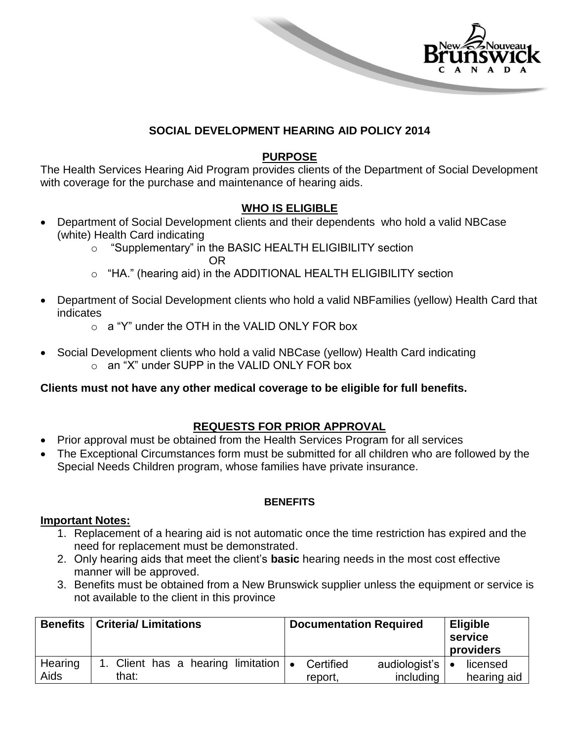## SOCIAL DEVELOPMENT HEARING AID POLICY 2014

### PURPOSE

The Health Services Hearing Aid Program provides clients of the Department of Social Development with coverage for the purchase and maintenance of hearing aids.

### WHO IS ELIGIBLE

- Department of Social Development clients and their dependents who hold a valid NBCase (white) Health Card indicating
  - "Supplementary" in the BASIC HEALTH ELIGIBILITY section

    OR
  - "HA." (hearing aid) in the ADDITIONAL HEALTH ELIGIBILITY section
- Department of Social Development clients who hold a valid NBFamilies (yellow) Health Card that indicates
  - a "Y" under the OTH in the VALID ONLY FOR box
- Social Development clients who hold a valid NBCase (yellow) Health Card indicating
  - an "X" under SUPP in the VALID ONLY FOR box

**Clients must not have any other medical coverage to be eligible for full benefits.**

### REQUESTS FOR PRIOR APPROVAL

- Prior approval must be obtained from the Health Services Program for all services
- The Exceptional Circumstances form must be submitted for all children who are followed by the Special Needs Children program, whose families have private insurance.

### BENEFITS

**Important Notes:**

1. Replacement of a hearing aid is not automatic once the time restriction has expired and the need for replacement must be demonstrated.
2. Only hearing aids that meet the client's **basic** hearing needs in the most cost effective manner will be approved.
3. Benefits must be obtained from a New Brunswick supplier unless the equipment or service is not available to the client in this province

| Benefits | Criteria/ Limitations | Documentation Required | Eligible service providers |
|---|---|---|---|
| Hearing Aids | 1. Client has a hearing limitation that: | • Certified audiologist's report, including | • licensed hearing aid |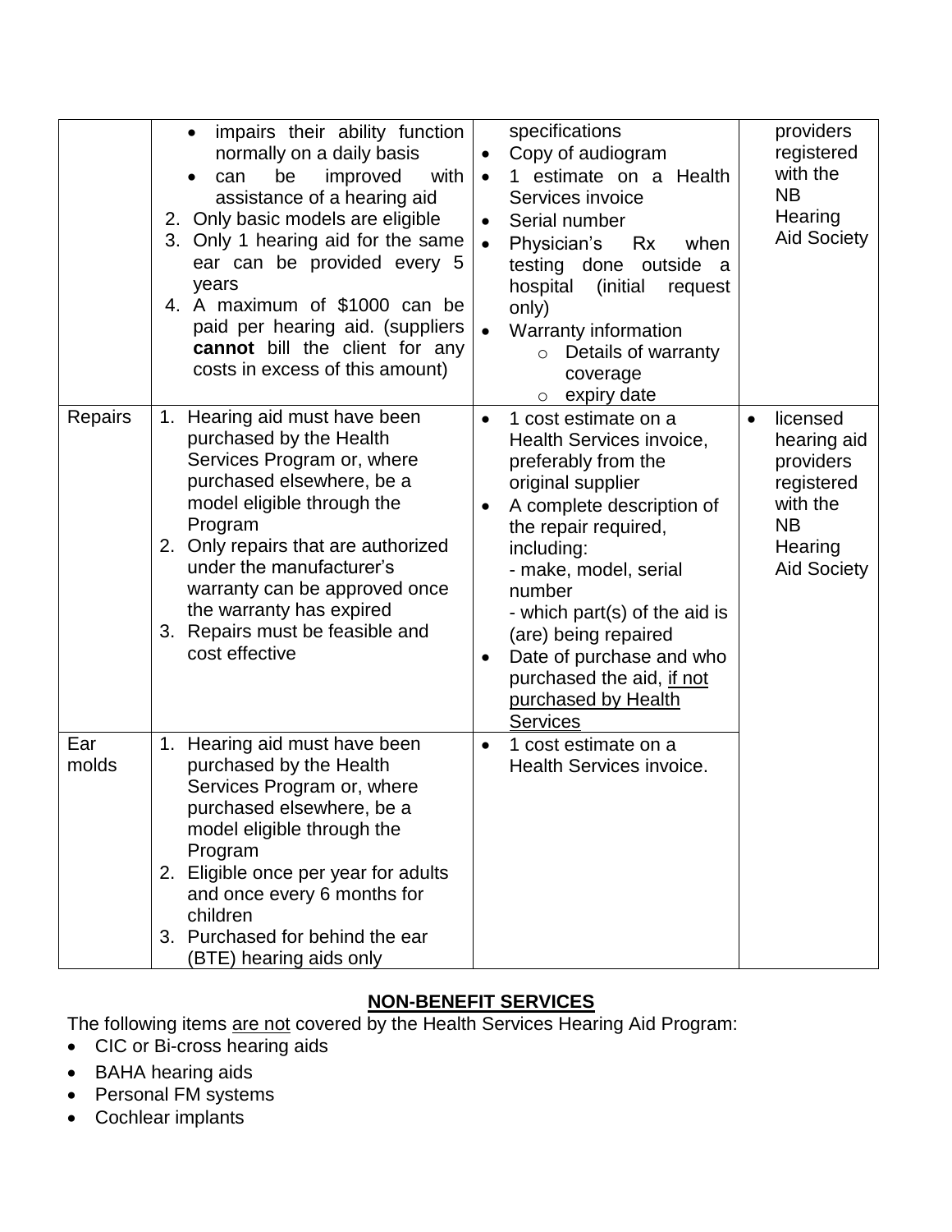| | | | |
|---|---|---|---|
| | • impairs their ability function normally on a daily basis<br>• can be improved with assistance of a hearing aid<br>2. Only basic models are eligible<br>3. Only 1 hearing aid for the same ear can be provided every 5 years<br>4. A maximum of $1000 can be paid per hearing aid. (suppliers **cannot** bill the client for any costs in excess of this amount) | specifications<br>• Copy of audiogram<br>• 1 estimate on a Health Services invoice<br>• Serial number<br>• Physician's Rx when testing done outside a hospital (initial request only)<br>• Warranty information<br>  ○ Details of warranty coverage<br>  ○ expiry date | providers registered with the NB Hearing Aid Society |
| Repairs | 1. Hearing aid must have been purchased by the Health Services Program or, where purchased elsewhere, be a model eligible through the Program<br>2. Only repairs that are authorized under the manufacturer's warranty can be approved once the warranty has expired<br>3. Repairs must be feasible and cost effective | • 1 cost estimate on a Health Services invoice, preferably from the original supplier<br>• A complete description of the repair required, including:<br>- make, model, serial number<br>- which part(s) of the aid is (are) being repaired<br>• Date of purchase and who purchased the aid, <u>if not purchased by Health Services</u> | • licensed hearing aid providers registered with the NB Hearing Aid Society |
| Ear molds | 1. Hearing aid must have been purchased by the Health Services Program or, where purchased elsewhere, be a model eligible through the Program<br>2. Eligible once per year for adults and once every 6 months for children<br>3. Purchased for behind the ear (BTE) hearing aids only | • 1 cost estimate on a Health Services invoice. | |

## NON-BENEFIT SERVICES

The following items <u>are not</u> covered by the Health Services Hearing Aid Program:

- CIC or Bi-cross hearing aids
- BAHA hearing aids
- Personal FM systems
- Cochlear implants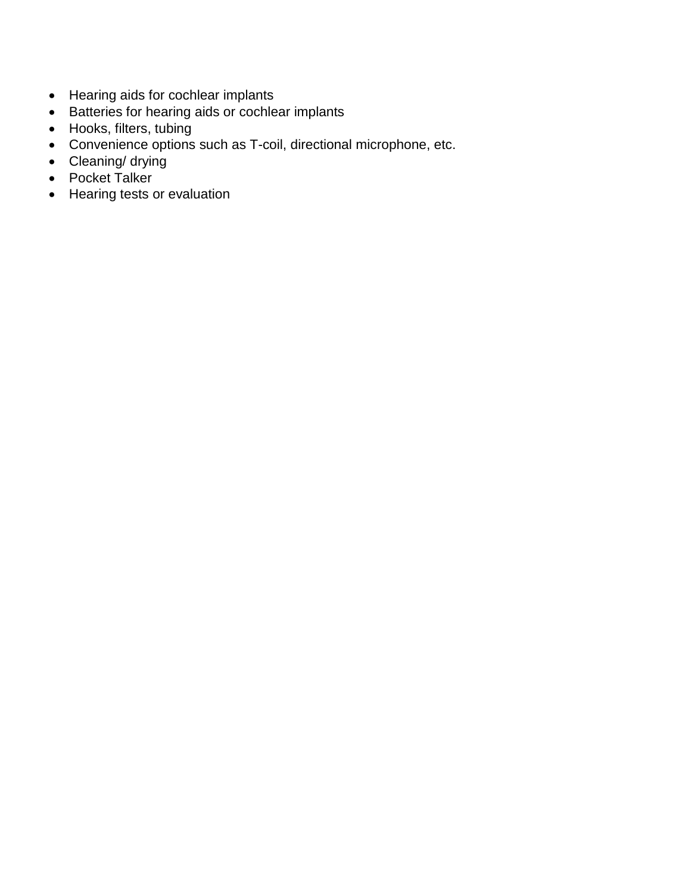- Hearing aids for cochlear implants
- Batteries for hearing aids or cochlear implants
- Hooks, filters, tubing
- Convenience options such as T-coil, directional microphone, etc.
- Cleaning/ drying
- Pocket Talker
- Hearing tests or evaluation